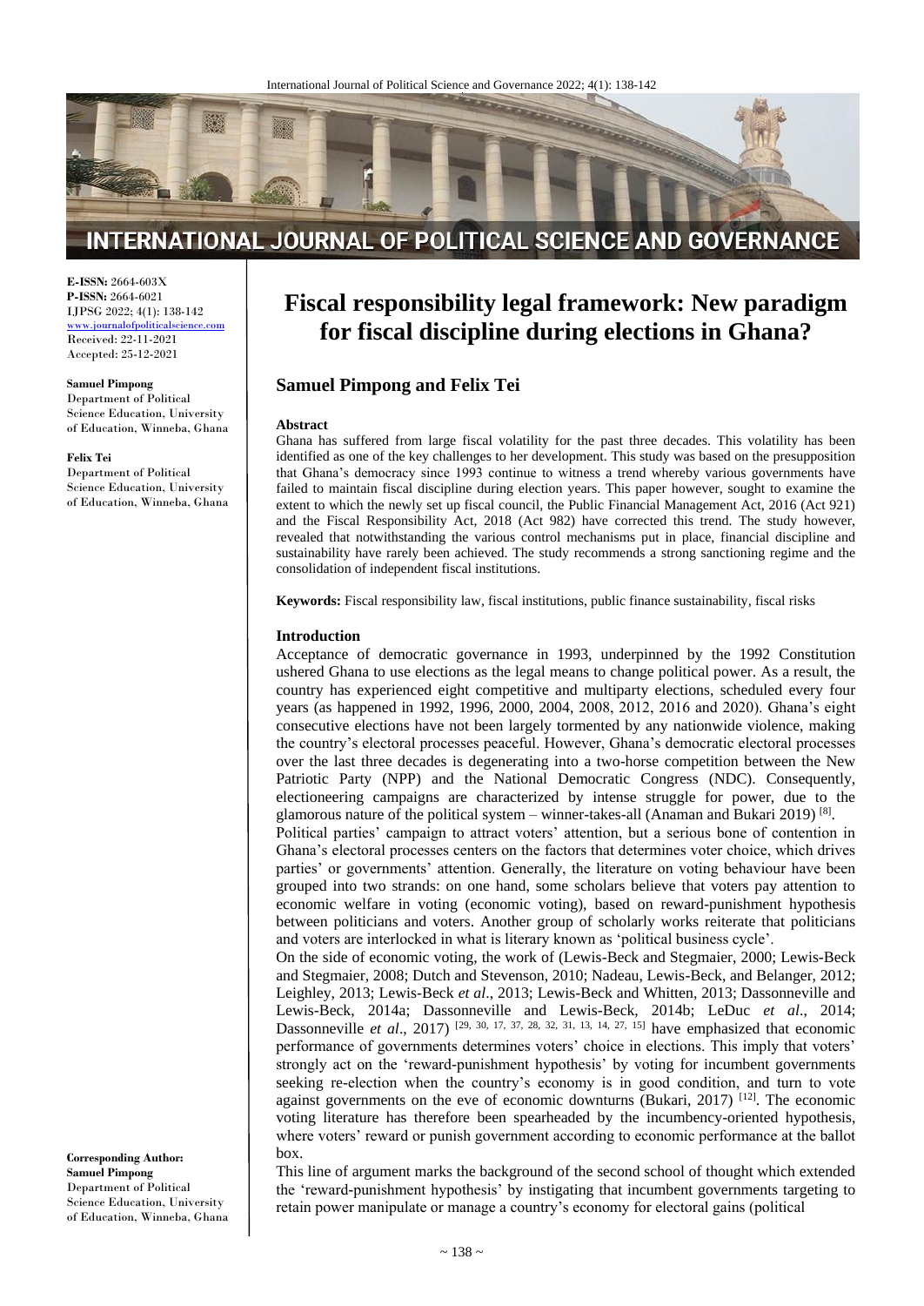# Fiscal responsibility legal framework: New paradigm for fiscal discipline during elections in Ghana?

**E-ISSN:** 2664-603X
**P-ISSN:** 2664-6021
IJPSG 2022; 4(1): 138-142
www.journalofpoliticalscience.com
Received: 22-11-2021
Accepted: 25-12-2021

**Samuel Pimpong**
Department of Political Science Education, University of Education, Winneba, Ghana

**Felix Tei**
Department of Political Science Education, University of Education, Winneba, Ghana

**Corresponding Author:**
**Samuel Pimpong**
Department of Political Science Education, University of Education, Winneba, Ghana

## Samuel Pimpong and Felix Tei

### Abstract

Ghana has suffered from large fiscal volatility for the past three decades. This volatility has been identified as one of the key challenges to her development. This study was based on the presupposition that Ghana's democracy since 1993 continue to witness a trend whereby various governments have failed to maintain fiscal discipline during election years. This paper however, sought to examine the extent to which the newly set up fiscal council, the Public Financial Management Act, 2016 (Act 921) and the Fiscal Responsibility Act, 2018 (Act 982) have corrected this trend. The study however, revealed that notwithstanding the various control mechanisms put in place, financial discipline and sustainability have rarely been achieved. The study recommends a strong sanctioning regime and the consolidation of independent fiscal institutions.

**Keywords:** Fiscal responsibility law, fiscal institutions, public finance sustainability, fiscal risks

### Introduction

Acceptance of democratic governance in 1993, underpinned by the 1992 Constitution ushered Ghana to use elections as the legal means to change political power. As a result, the country has experienced eight competitive and multiparty elections, scheduled every four years (as happened in 1992, 1996, 2000, 2004, 2008, 2012, 2016 and 2020). Ghana's eight consecutive elections have not been largely tormented by any nationwide violence, making the country's electoral processes peaceful. However, Ghana's democratic electoral processes over the last three decades is degenerating into a two-horse competition between the New Patriotic Party (NPP) and the National Democratic Congress (NDC). Consequently, electioneering campaigns are characterized by intense struggle for power, due to the glamorous nature of the political system – winner-takes-all (Anaman and Bukari 2019) [8].

Political parties' campaign to attract voters' attention, but a serious bone of contention in Ghana's electoral processes centers on the factors that determines voter choice, which drives parties' or governments' attention. Generally, the literature on voting behaviour have been grouped into two strands: on one hand, some scholars believe that voters pay attention to economic welfare in voting (economic voting), based on reward-punishment hypothesis between politicians and voters. Another group of scholarly works reiterate that politicians and voters are interlocked in what is literary known as 'political business cycle'.

On the side of economic voting, the work of (Lewis-Beck and Stegmaier, 2000; Lewis-Beck and Stegmaier, 2008; Dutch and Stevenson, 2010; Nadeau, Lewis-Beck, and Belanger, 2012; Leighley, 2013; Lewis-Beck *et al*., 2013; Lewis-Beck and Whitten, 2013; Dassonneville and Lewis-Beck, 2014a; Dassonneville and Lewis-Beck, 2014b; LeDuc *et al*., 2014; Dassonneville *et al*., 2017) [29, 30, 17, 37, 28, 32, 31, 13, 14, 27, 15] have emphasized that economic performance of governments determines voters' choice in elections. This imply that voters' strongly act on the 'reward-punishment hypothesis' by voting for incumbent governments seeking re-election when the country's economy is in good condition, and turn to vote against governments on the eve of economic downturns (Bukari, 2017) [12]. The economic voting literature has therefore been spearheaded by the incumbency-oriented hypothesis, where voters' reward or punish government according to economic performance at the ballot box.

This line of argument marks the background of the second school of thought which extended the 'reward-punishment hypothesis' by instigating that incumbent governments targeting to retain power manipulate or manage a country's economy for electoral gains (political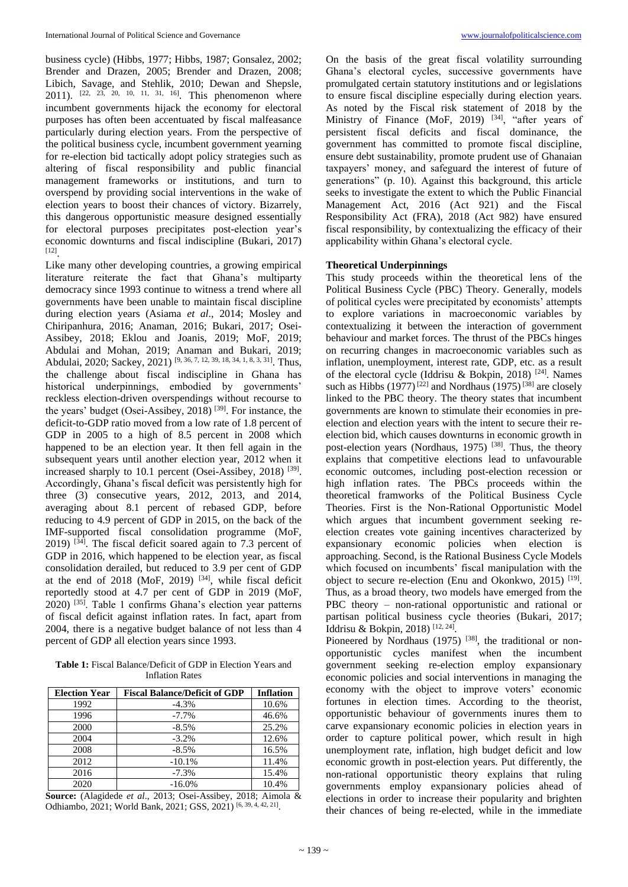business cycle) (Hibbs, 1977; Hibbs, 1987; Gonsalez, 2002; Brender and Drazen, 2005; Brender and Drazen, 2008; Libich, Savage, and Stehlik, 2010; Dewan and Shepsle, 2011). [22, 23, 20, 10, 11, 31, 16]. This phenomenon where incumbent governments hijack the economy for electoral purposes has often been accentuated by fiscal malfeasance particularly during election years. From the perspective of the political business cycle, incumbent government yearning for re-election bid tactically adopt policy strategies such as altering of fiscal responsibility and public financial management frameworks or institutions, and turn to overspend by providing social interventions in the wake of election years to boost their chances of victory. Bizarrely, this dangerous opportunistic measure designed essentially for electoral purposes precipitates post-election year's economic downturns and fiscal indiscipline (Bukari, 2017) [12].

Like many other developing countries, a growing empirical literature reiterate the fact that Ghana's multiparty democracy since 1993 continue to witness a trend where all governments have been unable to maintain fiscal discipline during election years (Asiama *et al*., 2014; Mosley and Chiripanhura, 2016; Anaman, 2016; Bukari, 2017; Osei-Assibey, 2018; Eklou and Joanis, 2019; MoF, 2019; Abdulai and Mohan, 2019; Anaman and Bukari, 2019; Abdulai, 2020; Sackey, 2021) [9, 36, 7, 12, 39, 18, 34, 1, 8, 3, 31]. Thus, the challenge about fiscal indiscipline in Ghana has historical underpinnings, embodied by governments' reckless election-driven overspendings without recourse to the years' budget (Osei-Assibey, 2018) [39]. For instance, the deficit-to-GDP ratio moved from a low rate of 1.8 percent of GDP in 2005 to a high of 8.5 percent in 2008 which happened to be an election year. It then fell again in the subsequent years until another election year, 2012 when it increased sharply to 10.1 percent (Osei-Assibey, 2018) [39]. Accordingly, Ghana's fiscal deficit was persistently high for three (3) consecutive years, 2012, 2013, and 2014, averaging about 8.1 percent of rebased GDP, before reducing to 4.9 percent of GDP in 2015, on the back of the IMF-supported fiscal consolidation programme (MoF, 2019) [34]. The fiscal deficit soared again to 7.3 percent of GDP in 2016, which happened to be election year, as fiscal consolidation derailed, but reduced to 3.9 per cent of GDP at the end of 2018 (MoF, 2019) [34], while fiscal deficit reportedly stood at 4.7 per cent of GDP in 2019 (MoF, 2020) [35]. Table 1 confirms Ghana's election year patterns of fiscal deficit against inflation rates. In fact, apart from 2004, there is a negative budget balance of not less than 4 percent of GDP all election years since 1993.

**Table 1:** Fiscal Balance/Deficit of GDP in Election Years and Inflation Rates

| Election Year | Fiscal Balance/Deficit of GDP | Inflation |
|---|---|---|
| 1992 | -4.3% | 10.6% |
| 1996 | -7.7% | 46.6% |
| 2000 | -8.5% | 25.2% |
| 2004 | -3.2% | 12.6% |
| 2008 | -8.5% | 16.5% |
| 2012 | -10.1% | 11.4% |
| 2016 | -7.3% | 15.4% |
| 2020 | -16.0% | 10.4% |

**Source:** (Alagidede *et al*., 2013; Osei-Assibey, 2018; Aimola & Odhiambo, 2021; World Bank, 2021; GSS, 2021) [6, 39, 4, 42, 21].

On the basis of the great fiscal volatility surrounding Ghana's electoral cycles, successive governments have promulgated certain statutory institutions and or legislations to ensure fiscal discipline especially during election years. As noted by the Fiscal risk statement of 2018 by the Ministry of Finance (MoF, 2019) [34], "after years of persistent fiscal deficits and fiscal dominance, the government has committed to promote fiscal discipline, ensure debt sustainability, promote prudent use of Ghanaian taxpayers' money, and safeguard the interest of future of generations" (p. 10). Against this background, this article seeks to investigate the extent to which the Public Financial Management Act, 2016 (Act 921) and the Fiscal Responsibility Act (FRA), 2018 (Act 982) have ensured fiscal responsibility, by contextualizing the efficacy of their applicability within Ghana's electoral cycle.

### Theoretical Underpinnings

This study proceeds within the theoretical lens of the Political Business Cycle (PBC) Theory. Generally, models of political cycles were precipitated by economists' attempts to explore variations in macroeconomic variables by contextualizing it between the interaction of government behaviour and market forces. The thrust of the PBCs hinges on recurring changes in macroeconomic variables such as inflation, unemployment, interest rate, GDP, etc. as a result of the electoral cycle (Iddrisu & Bokpin, 2018) [24]. Names such as Hibbs (1977) [22] and Nordhaus (1975) [38] are closely linked to the PBC theory. The theory states that incumbent governments are known to stimulate their economies in pre-election and election years with the intent to secure their re-election bid, which causes downturns in economic growth in post-election years (Nordhaus, 1975) [38]. Thus, the theory explains that competitive elections lead to unfavourable economic outcomes, including post-election recession or high inflation rates. The PBCs proceeds within the theoretical framworks of the Political Business Cycle Theories. First is the Non-Rational Opportunistic Model which argues that incumbent government seeking re-election creates vote gaining incentives characterized by expansionary economic policies when election is approaching. Second, is the Rational Business Cycle Models which focused on incumbents' fiscal manipulation with the object to secure re-election (Enu and Okonkwo, 2015) [19]. Thus, as a broad theory, two models have emerged from the PBC theory – non-rational opportunistic and rational or partisan political business cycle theories (Bukari, 2017; Iddrisu & Bokpin, 2018) [12, 24].

Pioneered by Nordhaus (1975) [38], the traditional or non-opportunistic cycles manifest when the incumbent government seeking re-election employ expansionary economic policies and social interventions in managing the economy with the object to improve voters' economic fortunes in election times. According to the theorist, opportunistic behaviour of governments inures them to carve expansionary economic policies in election years in order to capture political power, which result in high unemployment rate, inflation, high budget deficit and low economic growth in post-election years. Put differently, the non-rational opportunistic theory explains that ruling governments employ expansionary policies ahead of elections in order to increase their popularity and brighten their chances of being re-elected, while in the immediate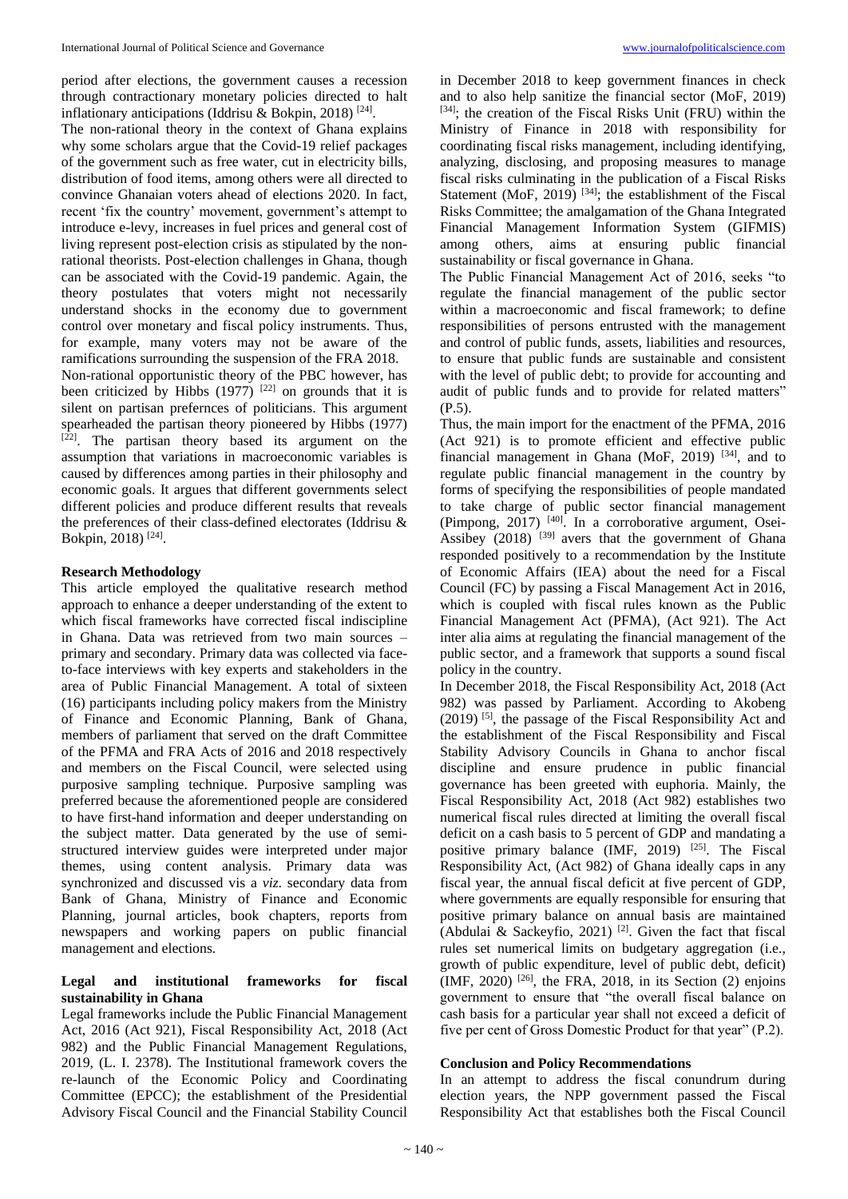period after elections, the government causes a recession through contractionary monetary policies directed to halt inflationary anticipations (Iddrisu & Bokpin, 2018) [24].

The non-rational theory in the context of Ghana explains why some scholars argue that the Covid-19 relief packages of the government such as free water, cut in electricity bills, distribution of food items, among others were all directed to convince Ghanaian voters ahead of elections 2020. In fact, recent 'fix the country' movement, government's attempt to introduce e-levy, increases in fuel prices and general cost of living represent post-election crisis as stipulated by the non-rational theorists. Post-election challenges in Ghana, though can be associated with the Covid-19 pandemic. Again, the theory postulates that voters might not necessarily understand shocks in the economy due to government control over monetary and fiscal policy instruments. Thus, for example, many voters may not be aware of the ramifications surrounding the suspension of the FRA 2018.

Non-rational opportunistic theory of the PBC however, has been criticized by Hibbs (1977) [22] on grounds that it is silent on partisan prefernces of politicians. This argument spearheaded the partisan theory pioneered by Hibbs (1977) [22]. The partisan theory based its argument on the assumption that variations in macroeconomic variables is caused by differences among parties in their philosophy and economic goals. It argues that different governments select different policies and produce different results that reveals the preferences of their class-defined electorates (Iddrisu & Bokpin, 2018) [24].

## Research Methodology

This article employed the qualitative research method approach to enhance a deeper understanding of the extent to which fiscal frameworks have corrected fiscal indiscipline in Ghana. Data was retrieved from two main sources – primary and secondary. Primary data was collected via face-to-face interviews with key experts and stakeholders in the area of Public Financial Management. A total of sixteen (16) participants including policy makers from the Ministry of Finance and Economic Planning, Bank of Ghana, members of parliament that served on the draft Committee of the PFMA and FRA Acts of 2016 and 2018 respectively and members on the Fiscal Council, were selected using purposive sampling technique. Purposive sampling was preferred because the aforementioned people are considered to have first-hand information and deeper understanding on the subject matter. Data generated by the use of semi-structured interview guides were interpreted under major themes, using content analysis. Primary data was synchronized and discussed vis a *viz.* secondary data from Bank of Ghana, Ministry of Finance and Economic Planning, journal articles, book chapters, reports from newspapers and working papers on public financial management and elections.

## Legal and institutional frameworks for fiscal sustainability in Ghana

Legal frameworks include the Public Financial Management Act, 2016 (Act 921), Fiscal Responsibility Act, 2018 (Act 982) and the Public Financial Management Regulations, 2019, (L. I. 2378). The Institutional framework covers the re-launch of the Economic Policy and Coordinating Committee (EPCC); the establishment of the Presidential Advisory Fiscal Council and the Financial Stability Council in December 2018 to keep government finances in check and to also help sanitize the financial sector (MoF, 2019) [34]; the creation of the Fiscal Risks Unit (FRU) within the Ministry of Finance in 2018 with responsibility for coordinating fiscal risks management, including identifying, analyzing, disclosing, and proposing measures to manage fiscal risks culminating in the publication of a Fiscal Risks Statement (MoF, 2019) [34]; the establishment of the Fiscal Risks Committee; the amalgamation of the Ghana Integrated Financial Management Information System (GIFMIS) among others, aims at ensuring public financial sustainability or fiscal governance in Ghana.

The Public Financial Management Act of 2016, seeks "to regulate the financial management of the public sector within a macroeconomic and fiscal framework; to define responsibilities of persons entrusted with the management and control of public funds, assets, liabilities and resources, to ensure that public funds are sustainable and consistent with the level of public debt; to provide for accounting and audit of public funds and to provide for related matters" (P.5).

Thus, the main import for the enactment of the PFMA, 2016 (Act 921) is to promote efficient and effective public financial management in Ghana (MoF, 2019) [34], and to regulate public financial management in the country by forms of specifying the responsibilities of people mandated to take charge of public sector financial management (Pimpong, 2017) [40]. In a corroborative argument, Osei-Assibey (2018) [39] avers that the government of Ghana responded positively to a recommendation by the Institute of Economic Affairs (IEA) about the need for a Fiscal Council (FC) by passing a Fiscal Management Act in 2016, which is coupled with fiscal rules known as the Public Financial Management Act (PFMA), (Act 921). The Act inter alia aims at regulating the financial management of the public sector, and a framework that supports a sound fiscal policy in the country.

In December 2018, the Fiscal Responsibility Act, 2018 (Act 982) was passed by Parliament. According to Akobeng (2019) [5], the passage of the Fiscal Responsibility Act and the establishment of the Fiscal Responsibility and Fiscal Stability Advisory Councils in Ghana to anchor fiscal discipline and ensure prudence in public financial governance has been greeted with euphoria. Mainly, the Fiscal Responsibility Act, 2018 (Act 982) establishes two numerical fiscal rules directed at limiting the overall fiscal deficit on a cash basis to 5 percent of GDP and mandating a positive primary balance (IMF, 2019) [25]. The Fiscal Responsibility Act, (Act 982) of Ghana ideally caps in any fiscal year, the annual fiscal deficit at five percent of GDP, where governments are equally responsible for ensuring that positive primary balance on annual basis are maintained (Abdulai & Sackeyfio, 2021) [2]. Given the fact that fiscal rules set numerical limits on budgetary aggregation (i.e., growth of public expenditure, level of public debt, deficit) (IMF, 2020) [26], the FRA, 2018, in its Section (2) enjoins government to ensure that "the overall fiscal balance on cash basis for a particular year shall not exceed a deficit of five per cent of Gross Domestic Product for that year" (P.2).

## Conclusion and Policy Recommendations

In an attempt to address the fiscal conundrum during election years, the NPP government passed the Fiscal Responsibility Act that establishes both the Fiscal Council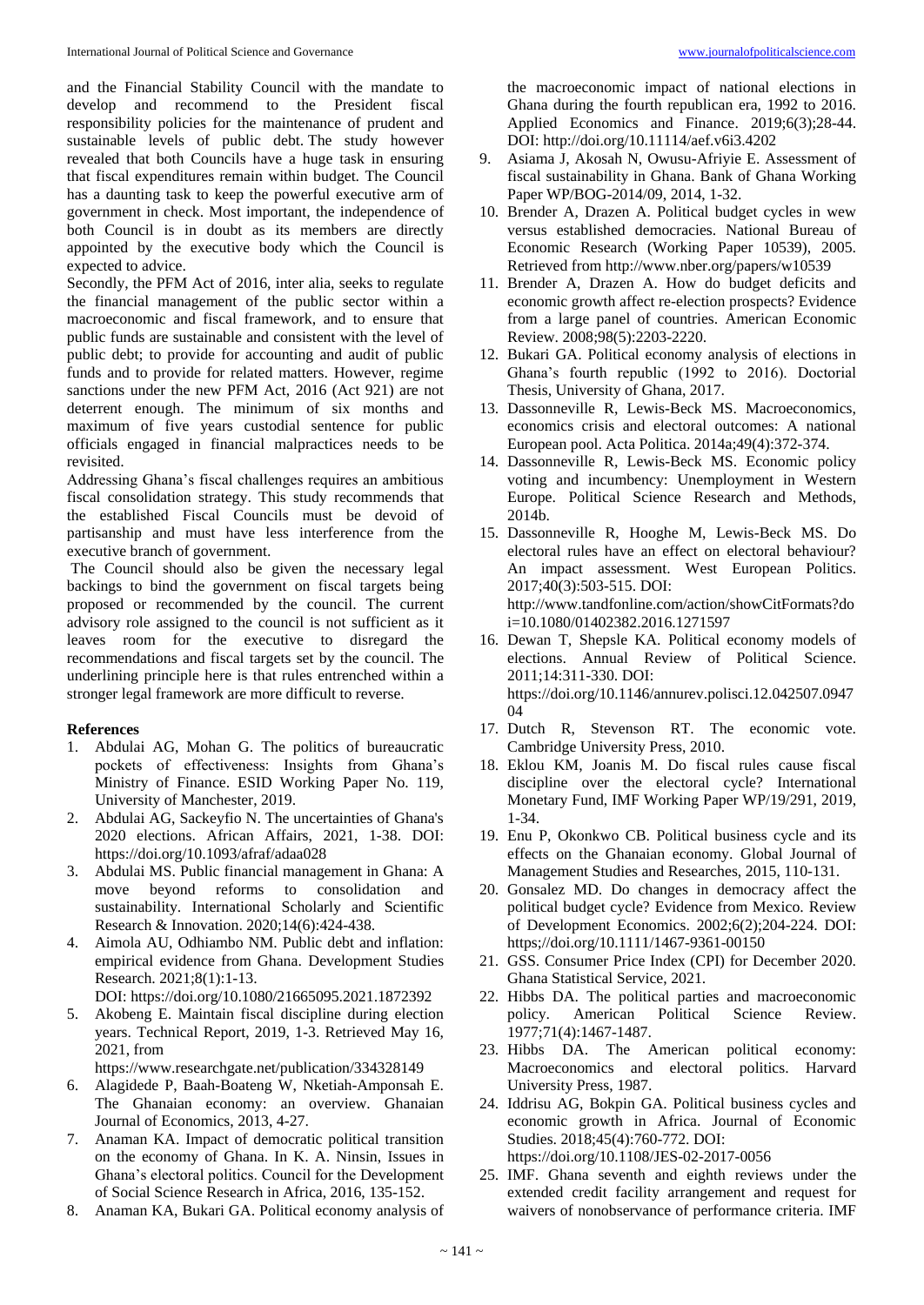and the Financial Stability Council with the mandate to develop and recommend to the President fiscal responsibility policies for the maintenance of prudent and sustainable levels of public debt. The study however revealed that both Councils have a huge task in ensuring that fiscal expenditures remain within budget. The Council has a daunting task to keep the powerful executive arm of government in check. Most important, the independence of both Council is in doubt as its members are directly appointed by the executive body which the Council is expected to advice.

Secondly, the PFM Act of 2016, inter alia, seeks to regulate the financial management of the public sector within a macroeconomic and fiscal framework, and to ensure that public funds are sustainable and consistent with the level of public debt; to provide for accounting and audit of public funds and to provide for related matters. However, regime sanctions under the new PFM Act, 2016 (Act 921) are not deterrent enough. The minimum of six months and maximum of five years custodial sentence for public officials engaged in financial malpractices needs to be revisited.

Addressing Ghana's fiscal challenges requires an ambitious fiscal consolidation strategy. This study recommends that the established Fiscal Councils must be devoid of partisanship and must have less interference from the executive branch of government.

The Council should also be given the necessary legal backings to bind the government on fiscal targets being proposed or recommended by the council. The current advisory role assigned to the council is not sufficient as it leaves room for the executive to disregard the recommendations and fiscal targets set by the council. The underlining principle here is that rules entrenched within a stronger legal framework are more difficult to reverse.

## References

1. Abdulai AG, Mohan G. The politics of bureaucratic pockets of effectiveness: Insights from Ghana's Ministry of Finance. ESID Working Paper No. 119, University of Manchester, 2019.
2. Abdulai AG, Sackeyfio N. The uncertainties of Ghana's 2020 elections. African Affairs, 2021, 1-38. DOI: https://doi.org/10.1093/afraf/adaa028
3. Abdulai MS. Public financial management in Ghana: A move beyond reforms to consolidation and sustainability. International Scholarly and Scientific Research & Innovation. 2020;14(6):424-438.
4. Aimola AU, Odhiambo NM. Public debt and inflation: empirical evidence from Ghana. Development Studies Research. 2021;8(1):1-13. DOI: https://doi.org/10.1080/21665095.2021.1872392
5. Akobeng E. Maintain fiscal discipline during election years. Technical Report, 2019, 1-3. Retrieved May 16, 2021, from https://www.researchgate.net/publication/334328149
6. Alagidede P, Baah-Boateng W, Nketiah-Amponsah E. The Ghanaian economy: an overview. Ghanaian Journal of Economics, 2013, 4-27.
7. Anaman KA. Impact of democratic political transition on the economy of Ghana. In K. A. Ninsin, Issues in Ghana's electoral politics. Council for the Development of Social Science Research in Africa, 2016, 135-152.
8. Anaman KA, Bukari GA. Political economy analysis of the macroeconomic impact of national elections in Ghana during the fourth republican era, 1992 to 2016. Applied Economics and Finance. 2019;6(3);28-44. DOI: http://doi.org/10.11114/aef.v6i3.4202
9. Asiama J, Akosah N, Owusu-Afriyie E. Assessment of fiscal sustainability in Ghana. Bank of Ghana Working Paper WP/BOG-2014/09, 2014, 1-32.
10. Brender A, Drazen A. Political budget cycles in wew versus established democracies. National Bureau of Economic Research (Working Paper 10539), 2005. Retrieved from http://www.nber.org/papers/w10539
11. Brender A, Drazen A. How do budget deficits and economic growth affect re-election prospects? Evidence from a large panel of countries. American Economic Review. 2008;98(5):2203-2220.
12. Bukari GA. Political economy analysis of elections in Ghana's fourth republic (1992 to 2016). Doctorial Thesis, University of Ghana, 2017.
13. Dassonneville R, Lewis-Beck MS. Macroeconomics, economics crisis and electoral outcomes: A national European pool. Acta Politica. 2014a;49(4):372-374.
14. Dassonneville R, Lewis-Beck MS. Economic policy voting and incumbency: Unemployment in Western Europe. Political Science Research and Methods, 2014b.
15. Dassonneville R, Hooghe M, Lewis-Beck MS. Do electoral rules have an effect on electoral behaviour? An impact assessment. West European Politics. 2017;40(3):503-515. DOI: http://www.tandfonline.com/action/showCitFormats?doi=10.1080/01402382.2016.1271597
16. Dewan T, Shepsle KA. Political economy models of elections. Annual Review of Political Science. 2011;14:311-330. DOI: https://doi.org/10.1146/annurev.polisci.12.042507.094704
17. Dutch R, Stevenson RT. The economic vote. Cambridge University Press, 2010.
18. Eklou KM, Joanis M. Do fiscal rules cause fiscal discipline over the electoral cycle? International Monetary Fund, IMF Working Paper WP/19/291, 2019, 1-34.
19. Enu P, Okonkwo CB. Political business cycle and its effects on the Ghanaian economy. Global Journal of Management Studies and Researches, 2015, 110-131.
20. Gonsalez MD. Do changes in democracy affect the political budget cycle? Evidence from Mexico. Review of Development Economics. 2002;6(2);204-224. DOI: https;//doi.org/10.1111/1467-9361-00150
21. GSS. Consumer Price Index (CPI) for December 2020. Ghana Statistical Service, 2021.
22. Hibbs DA. The political parties and macroeconomic policy. American Political Science Review. 1977;71(4):1467-1487.
23. Hibbs DA. The American political economy: Macroeconomics and electoral politics. Harvard University Press, 1987.
24. Iddrisu AG, Bokpin GA. Political business cycles and economic growth in Africa. Journal of Economic Studies. 2018;45(4):760-772. DOI: https://doi.org/10.1108/JES-02-2017-0056
25. IMF. Ghana seventh and eighth reviews under the extended credit facility arrangement and request for waivers of nonobservance of performance criteria. IMF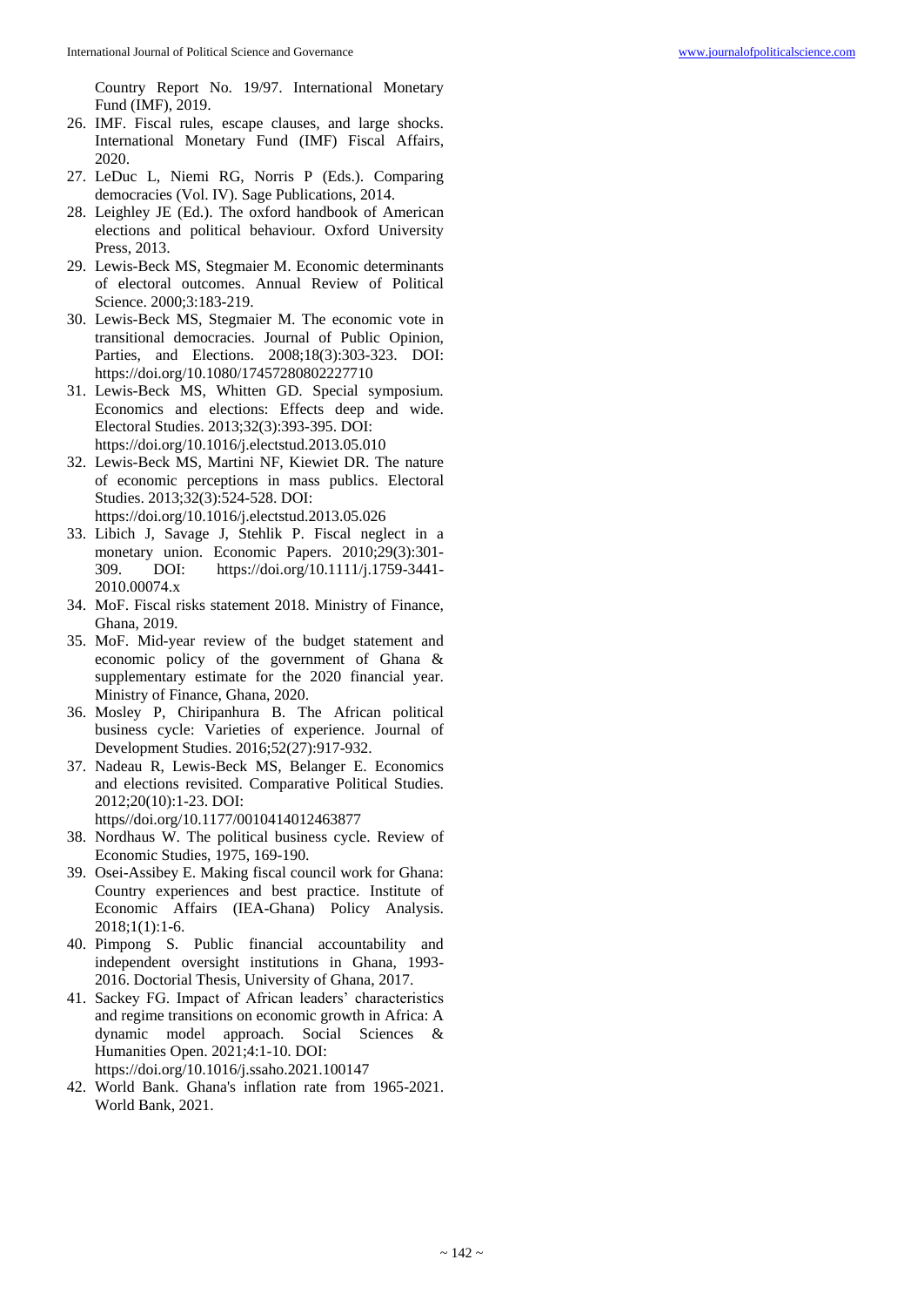Country Report No. 19/97. International Monetary Fund (IMF), 2019.

26. IMF. Fiscal rules, escape clauses, and large shocks. International Monetary Fund (IMF) Fiscal Affairs, 2020.
27. LeDuc L, Niemi RG, Norris P (Eds.). Comparing democracies (Vol. IV). Sage Publications, 2014.
28. Leighley JE (Ed.). The oxford handbook of American elections and political behaviour. Oxford University Press, 2013.
29. Lewis-Beck MS, Stegmaier M. Economic determinants of electoral outcomes. Annual Review of Political Science. 2000;3:183-219.
30. Lewis-Beck MS, Stegmaier M. The economic vote in transitional democracies. Journal of Public Opinion, Parties, and Elections. 2008;18(3):303-323. DOI: https://doi.org/10.1080/17457280802227710
31. Lewis-Beck MS, Whitten GD. Special symposium. Economics and elections: Effects deep and wide. Electoral Studies. 2013;32(3):393-395. DOI: https://doi.org/10.1016/j.electstud.2013.05.010
32. Lewis-Beck MS, Martini NF, Kiewiet DR. The nature of economic perceptions in mass publics. Electoral Studies. 2013;32(3):524-528. DOI: https://doi.org/10.1016/j.electstud.2013.05.026
33. Libich J, Savage J, Stehlik P. Fiscal neglect in a monetary union. Economic Papers. 2010;29(3):301-309. DOI: https://doi.org/10.1111/j.1759-3441-2010.00074.x
34. MoF. Fiscal risks statement 2018. Ministry of Finance, Ghana, 2019.
35. MoF. Mid-year review of the budget statement and economic policy of the government of Ghana & supplementary estimate for the 2020 financial year. Ministry of Finance, Ghana, 2020.
36. Mosley P, Chiripanhura B. The African political business cycle: Varieties of experience. Journal of Development Studies. 2016;52(27):917-932.
37. Nadeau R, Lewis-Beck MS, Belanger E. Economics and elections revisited. Comparative Political Studies. 2012;20(10):1-23. DOI: https//doi.org/10.1177/0010414012463877
38. Nordhaus W. The political business cycle. Review of Economic Studies, 1975, 169-190.
39. Osei-Assibey E. Making fiscal council work for Ghana: Country experiences and best practice. Institute of Economic Affairs (IEA-Ghana) Policy Analysis. 2018;1(1):1-6.
40. Pimpong S. Public financial accountability and independent oversight institutions in Ghana, 1993-2016. Doctorial Thesis, University of Ghana, 2017.
41. Sackey FG. Impact of African leaders' characteristics and regime transitions on economic growth in Africa: A dynamic model approach. Social Sciences & Humanities Open. 2021;4:1-10. DOI: https://doi.org/10.1016/j.ssaho.2021.100147
42. World Bank. Ghana's inflation rate from 1965-2021. World Bank, 2021.